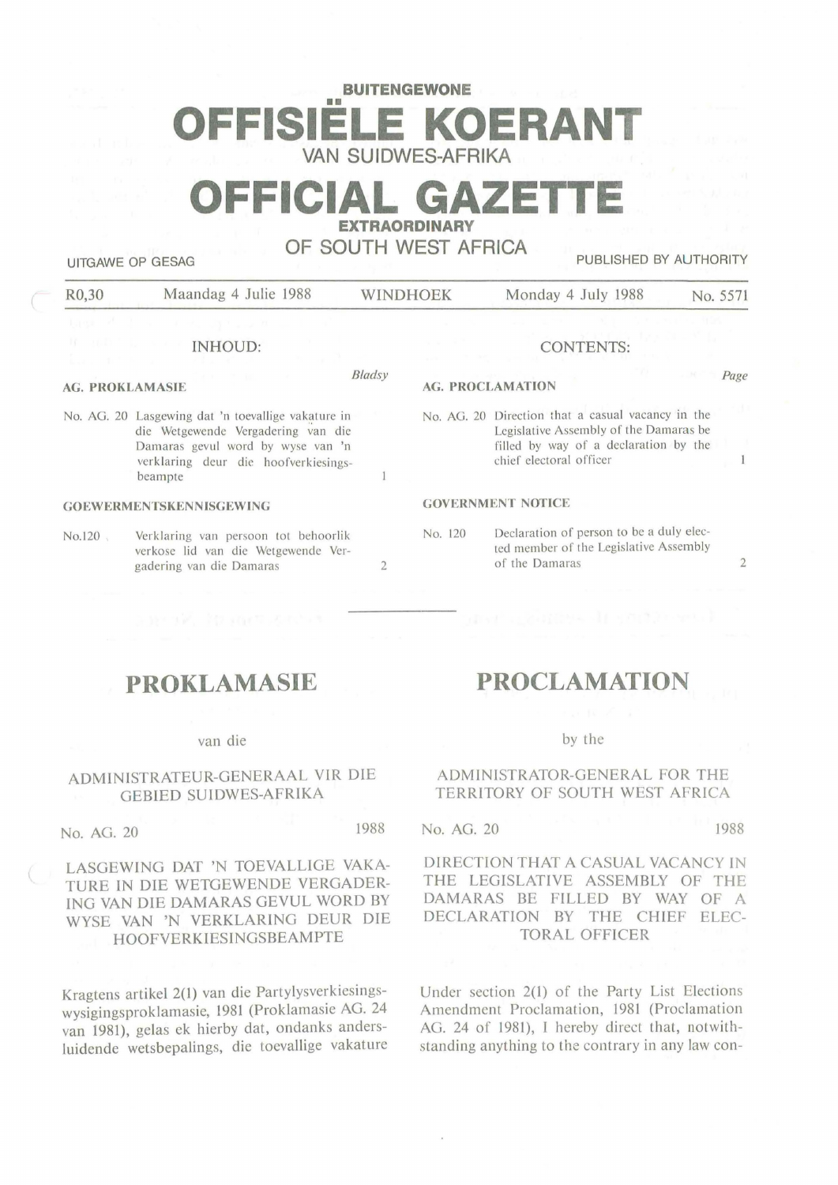BUITENGEWONE

# OFFISIËLE KOERANT

VAN SUIDWES-AFRIKA

# OFFICIAL GAZETTE

EXTRAORDINARY

OF SOUTH WEST AFRICA

UITGAWE OP GESAG — PUBLISHED BY AUTHORITY

R0,30 — Maandag 4 Julie 1988 — WINDHOEK — Monday 4 July 1988 — No. 5571

## INHOUD:

*Bladsy*

**AG. PROKLAMASIE**

No. AG. 20 Lasgewing dat 'n toevallige vakature in die Wetgewende Vergadering van die Damaras gevul word by wyse van 'n verklaring deur die hoofverkiesingsbeampte — 1

**GOEWERMENTSKENNISGEWING**

No.120 Verklaring van persoon tot behoorlik verkose lid van die Wetgewende Vergadering van die Damaras — 2

## CONTENTS:

*Page*

**AG. PROCLAMATION**

No. AG. 20 Direction that a casual vacancy in the Legislative Assembly of the Damaras be filled by way of a declaration by the chief electoral officer — 1

**GOVERNMENT NOTICE**

No. 120 Declaration of person to be a duly elected member of the Legislative Assembly of the Damaras — 2

---

## PROKLAMASIE

van die

ADMINISTRATEUR-GENERAAL VIR DIE GEBIED SUIDWES-AFRIKA

No. AG. 20 — 1988

LASGEWING DAT 'N TOEVALLIGE VAKATURE IN DIE WETGEWENDE VERGADERING VAN DIE DAMARAS GEVUL WORD BY WYSE VAN 'N VERKLARING DEUR DIE HOOFVERKIESINGSBEAMPTE

Kragtens artikel 2(1) van die Partylysverkiesingswysigingsproklamasie, 1981 (Proklamasie AG. 24 van 1981), gelas ek hierby dat, ondanks andersluidende wetsbepalings, die toevallige vakature

## PROCLAMATION

by the

ADMINISTRATOR-GENERAL FOR THE TERRITORY OF SOUTH WEST AFRICA

No. AG. 20 — 1988

DIRECTION THAT A CASUAL VACANCY IN THE LEGISLATIVE ASSEMBLY OF THE DAMARAS BE FILLED BY WAY OF A DECLARATION BY THE CHIEF ELECTORAL OFFICER

Under section 2(1) of the Party List Elections Amendment Proclamation, 1981 (Proclamation AG. 24 of 1981), I hereby direct that, notwithstanding anything to the contrary in any law con-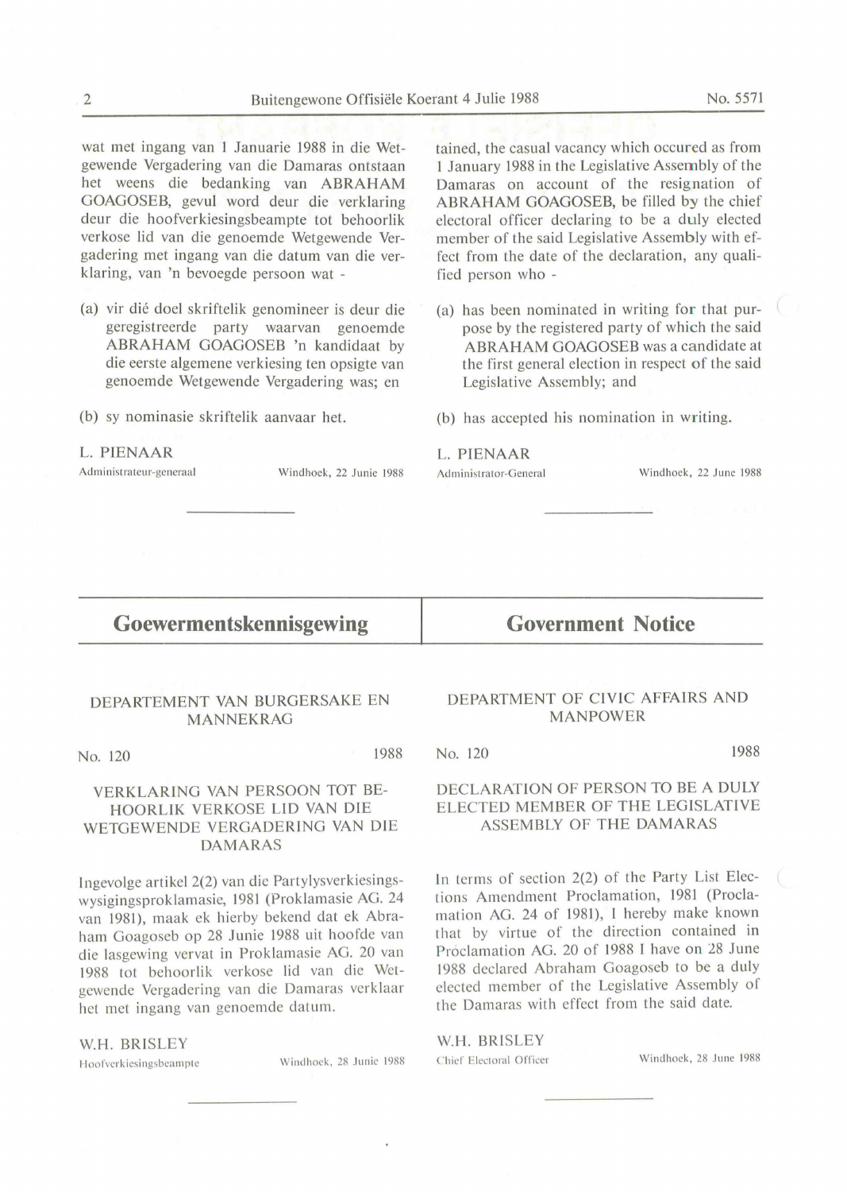wat met ingang van 1 Januarie 1988 in die Wetgewende Vergadering van die Damaras ontstaan het weens die bedanking van ABRAHAM GOAGOSEB, gevul word deur die verklaring deur die hoofverkiesingsbeampte tot behoorlik verkose lid van die genoemde Wetgewende Vergadering met ingang van die datum van die verklaring, van 'n bevoegde persoon wat -

(a) vir dié doel skriftelik genomineer is deur die geregistreerde party waarvan genoemde ABRAHAM GOAGOSEB 'n kandidaat by die eerste algemene verkiesing ten opsigte van genoemde Wetgewende Vergadering was; en

(b) sy nominasie skriftelik aanvaar het.

L. PIENAAR
Administrateur-generaal — Windhoek, 22 Junie 1988

tained, the casual vacancy which occured as from 1 January 1988 in the Legislative Assembly of the Damaras on account of the resignation of ABRAHAM GOAGOSEB, be filled by the chief electoral officer declaring to be a duly elected member of the said Legislative Assembly with effect from the date of the declaration, any qualified person who -

(a) has been nominated in writing for that purpose by the registered party of which the said ABRAHAM GOAGOSEB was a candidate at the first general election in respect of the said Legislative Assembly; and

(b) has accepted his nomination in writing.

L. PIENAAR
Administrator-General — Windhoek, 22 June 1988

---

## Goewermentskennisgewing

### DEPARTEMENT VAN BURGERSAKE EN MANNEKRAG

No. 120 — 1988

### VERKLARING VAN PERSOON TOT BEHOORLIK VERKOSE LID VAN DIE WETGEWENDE VERGADERING VAN DIE DAMARAS

Ingevolge artikel 2(2) van die Partylysverkiesingswysigingsproklamasie, 1981 (Proklamasie AG. 24 van 1981), maak ek hierby bekend dat ek Abraham Goagoseb op 28 Junie 1988 uit hoofde van die lasgewing vervat in Proklamasie AG. 20 van 1988 tot behoorlik verkose lid van die Wetgewende Vergadering van die Damaras verklaar het met ingang van genoemde datum.

W.H. BRISLEY
Hoofverkiesingsbeampte — Windhoek, 28 Junie 1988

## Government Notice

### DEPARTMENT OF CIVIC AFFAIRS AND MANPOWER

No. 120 — 1988

### DECLARATION OF PERSON TO BE A DULY ELECTED MEMBER OF THE LEGISLATIVE ASSEMBLY OF THE DAMARAS

In terms of section 2(2) of the Party List Elections Amendment Proclamation, 1981 (Proclamation AG. 24 of 1981), I hereby make known that by virtue of the direction contained in Proclamation AG. 20 of 1988 I have on 28 June 1988 declared Abraham Goagoseb to be a duly elected member of the Legislative Assembly of the Damaras with effect from the said date.

W.H. BRISLEY
Chief Electoral Officer — Windhoek, 28 June 1988